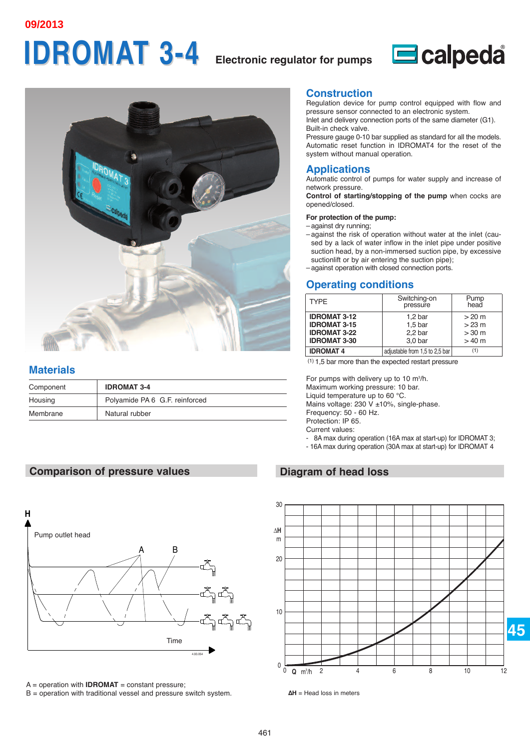09/2013

# IDROMAT 3-4 Electronic regulator for pumps

## Construction

Regulation device for pump control equipped with flow and pressure sensor connected to an electronic system.
Inlet and delivery connection ports of the same diameter (G1).
Built-in check valve.
Pressure gauge 0-10 bar supplied as standard for all the models.
Automatic reset function in IDROMAT4 for the reset of the system without manual operation.

## Applications

Automatic control of pumps for water supply and increase of network pressure.
**Control of starting/stopping of the pump** when cocks are opened/closed.

**For protection of the pump:**

- against dry running;
- against the risk of operation without water at the inlet (caused by a lack of water inflow in the inlet pipe under positive suction head, by a non-immersed suction pipe, by excessive suctionlift or by air entering the suction pipe);
- against operation with closed connection ports.

## Operating conditions

| TYPE | Switching-on pressure | Pump head |
|---|---|---|
| **IDROMAT 3-12** | 1,2 bar | > 20 m |
| **IDROMAT 3-15** | 1,5 bar | > 23 m |
| **IDROMAT 3-22** | 2,2 bar | > 30 m |
| **IDROMAT 3-30** | 3,0 bar | > 40 m |
| **IDROMAT 4** | adjustable from 1,5 to 2,5 bar | (1) |

(1) 1,5 bar more than the expected restart pressure

For pumps with delivery up to 10 $m^3$/h.
Maximum working pressure: 10 bar.
Liquid temperature up to 60 °C.
Mains voltage: 230 V ±10%, single-phase.
Frequency: 50 - 60 Hz.
Protection: IP 65.
Current values:

- 8A max during operation (16A max at start-up) for IDROMAT 3;
- 16A max during operation (30A max at start-up) for IDROMAT 4

## Materials

| Component | IDROMAT 3-4 |
|---|---|
| Housing | Polyamide PA 6 G.F. reinforced |
| Membrane | Natural rubber |

## Comparison of pressure values

A = operation with **IDROMAT** = constant pressure;
B = operation with traditional vessel and pressure switch system.

## Diagram of head loss

**ΔH** = Head loss in meters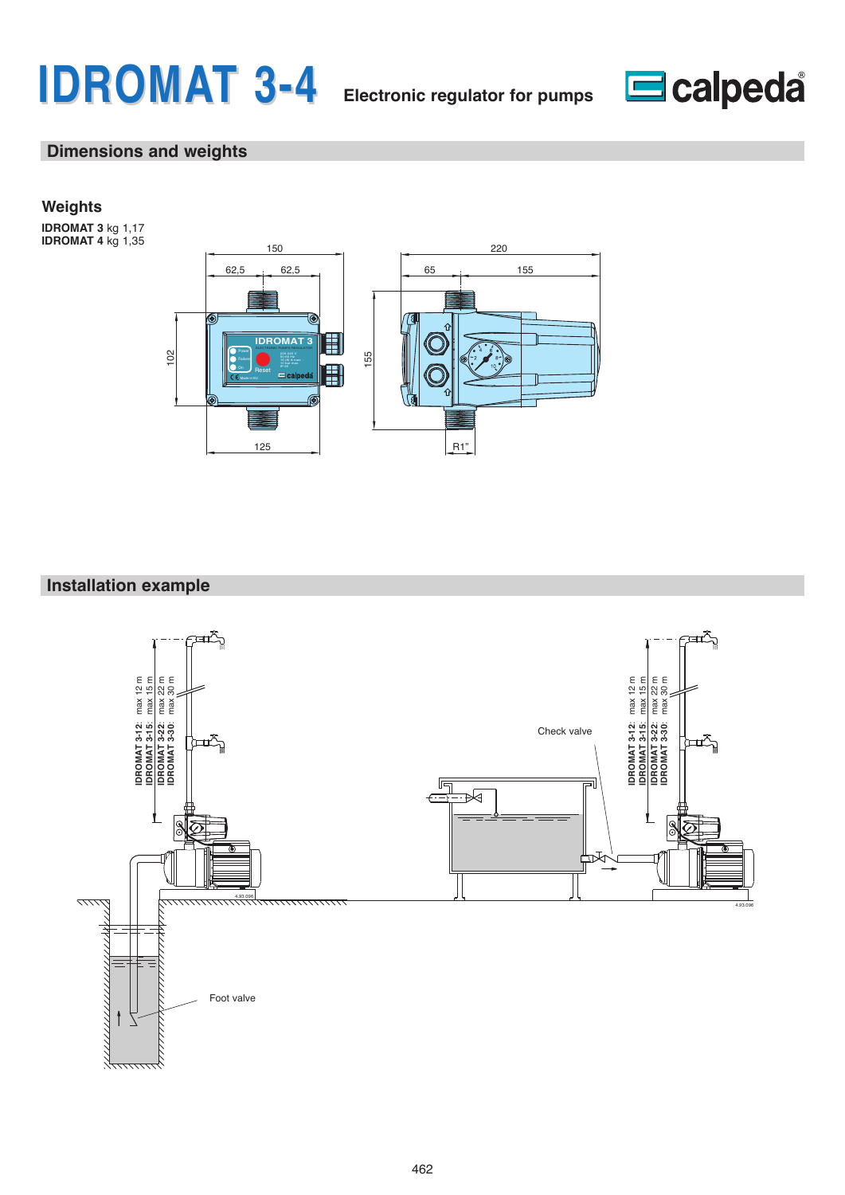# IDROMAT 3-4

**Electronic regulator for pumps**

## Dimensions and weights

### Weights

**IDROMAT 3** kg 1,17
**IDROMAT 4** kg 1,35

150
62,5
62,5
102
125
IDROMAT 3
Reset
calpeda

220
65
155
155
R1"

## Installation example

**IDROMAT 3-12:** max 12 m
**IDROMAT 3-15:** max 15 m
**IDROMAT 3-22:** max 22 m
**IDROMAT 3-30:** max 30 m

Check valve

Foot valve

4.93.096